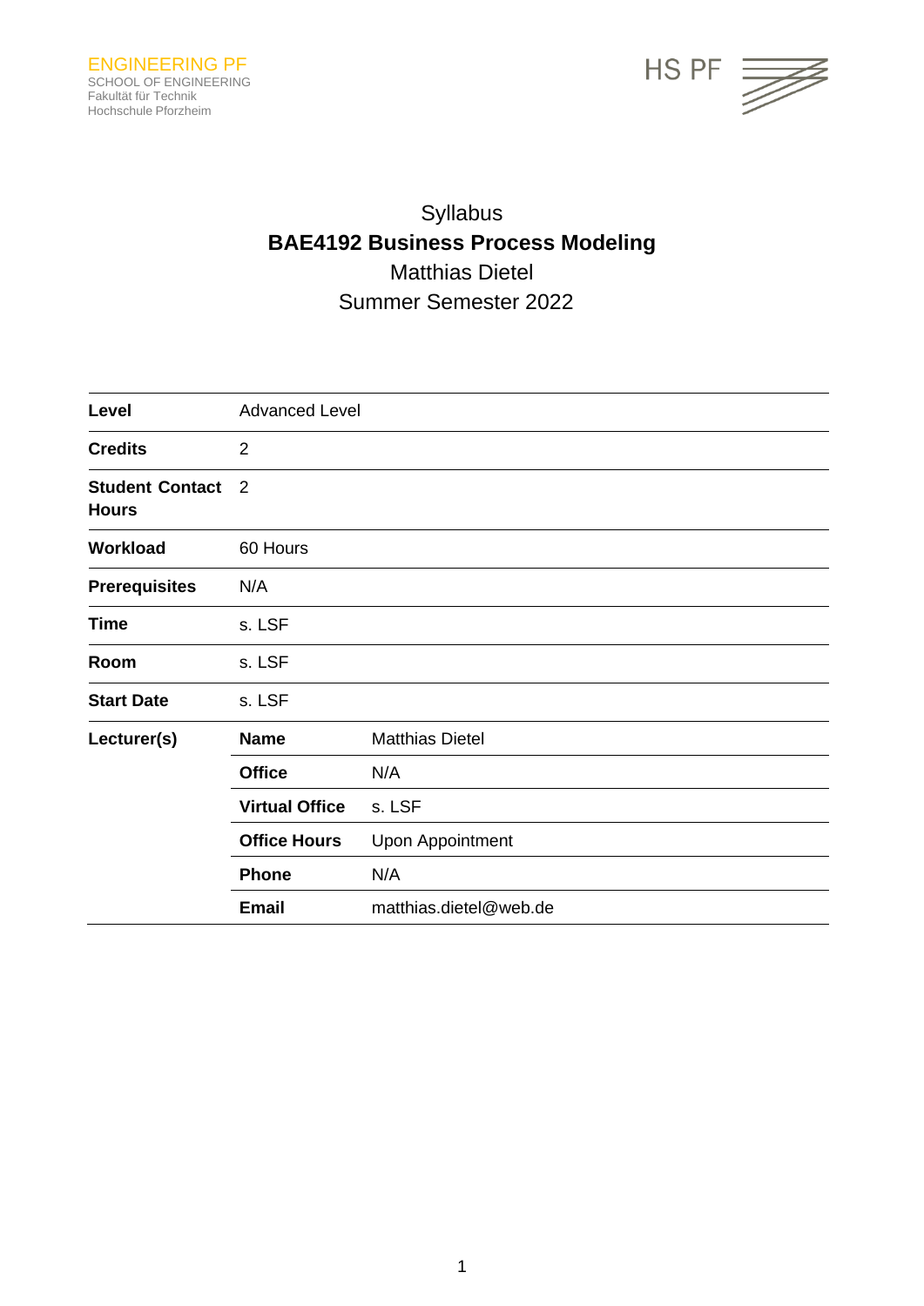ENGINEERING PF
SCHOOL OF ENGINEERING
Fakultät für Technik
Hochschule Pforzheim

HS PF

# Syllabus
# BAE4192 Business Process Modeling
## Matthias Dietel
## Summer Semester 2022

| | | |
|---|---|---|
| **Level** | Advanced Level | |
| **Credits** | 2 | |
| **Student Contact Hours** | 2 | |
| **Workload** | 60 Hours | |
| **Prerequisites** | N/A | |
| **Time** | s. LSF | |
| **Room** | s. LSF | |
| **Start Date** | s. LSF | |
| **Lecturer(s)** | **Name** | Matthias Dietel |
| | **Office** | N/A |
| | **Virtual Office** | s. LSF |
| | **Office Hours** | Upon Appointment |
| | **Phone** | N/A |
| | **Email** | matthias.dietel@web.de |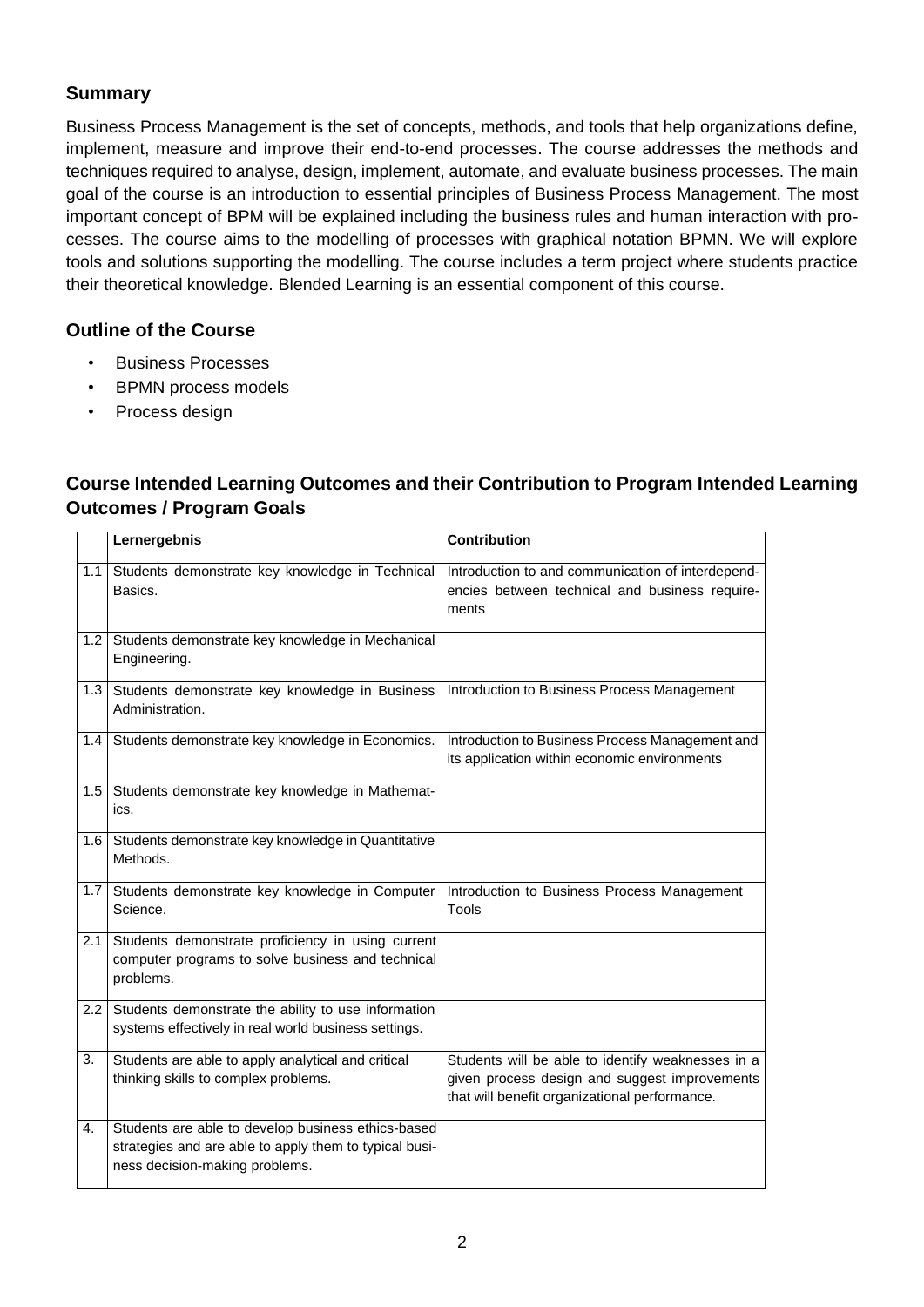## Summary

Business Process Management is the set of concepts, methods, and tools that help organizations define, implement, measure and improve their end-to-end processes. The course addresses the methods and techniques required to analyse, design, implement, automate, and evaluate business processes. The main goal of the course is an introduction to essential principles of Business Process Management. The most important concept of BPM will be explained including the business rules and human interaction with processes. The course aims to the modelling of processes with graphical notation BPMN. We will explore tools and solutions supporting the modelling. The course includes a term project where students practice their theoretical knowledge. Blended Learning is an essential component of this course.

## Outline of the Course

- Business Processes
- BPMN process models
- Process design

## Course Intended Learning Outcomes and their Contribution to Program Intended Learning Outcomes / Program Goals

| | Lernergebnis | Contribution |
|---|---|---|
| 1.1 | Students demonstrate key knowledge in Technical Basics. | Introduction to and communication of interdependencies between technical and business requirements |
| 1.2 | Students demonstrate key knowledge in Mechanical Engineering. | |
| 1.3 | Students demonstrate key knowledge in Business Administration. | Introduction to Business Process Management |
| 1.4 | Students demonstrate key knowledge in Economics. | Introduction to Business Process Management and its application within economic environments |
| 1.5 | Students demonstrate key knowledge in Mathematics. | |
| 1.6 | Students demonstrate key knowledge in Quantitative Methods. | |
| 1.7 | Students demonstrate key knowledge in Computer Science. | Introduction to Business Process Management Tools |
| 2.1 | Students demonstrate proficiency in using current computer programs to solve business and technical problems. | |
| 2.2 | Students demonstrate the ability to use information systems effectively in real world business settings. | |
| 3. | Students are able to apply analytical and critical thinking skills to complex problems. | Students will be able to identify weaknesses in a given process design and suggest improvements that will benefit organizational performance. |
| 4. | Students are able to develop business ethics-based strategies and are able to apply them to typical business decision-making problems. | |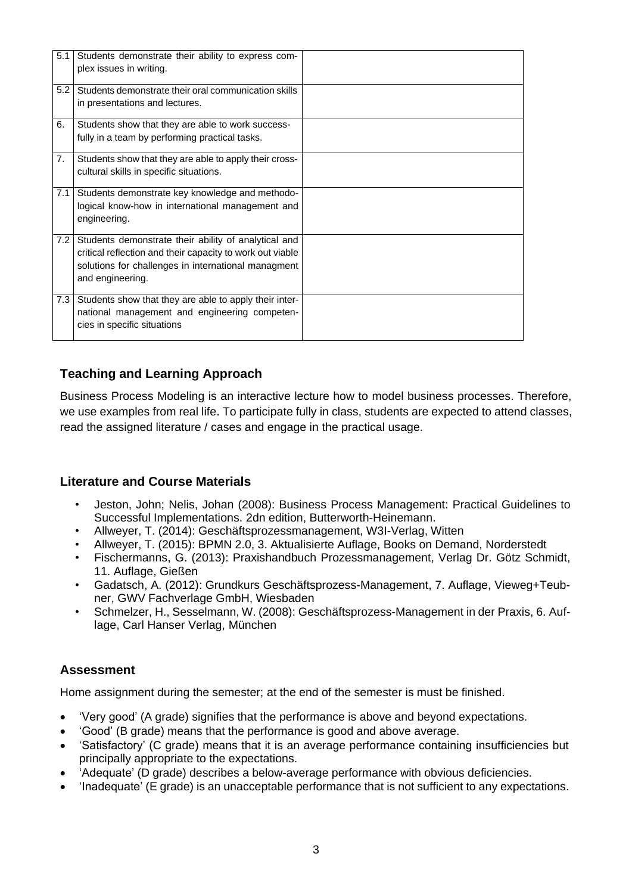| | | |
|---|---|---|
| 5.1 | Students demonstrate their ability to express complex issues in writing. | |
| 5.2 | Students demonstrate their oral communication skills in presentations and lectures. | |
| 6. | Students show that they are able to work successfully in a team by performing practical tasks. | |
| 7. | Students show that they are able to apply their cross-cultural skills in specific situations. | |
| 7.1 | Students demonstrate key knowledge and methodological know-how in international management and engineering. | |
| 7.2 | Students demonstrate their ability of analytical and critical reflection and their capacity to work out viable solutions for challenges in international managment and engineering. | |
| 7.3 | Students show that they are able to apply their international management and engineering competencies in specific situations | |

## Teaching and Learning Approach

Business Process Modeling is an interactive lecture how to model business processes. Therefore, we use examples from real life. To participate fully in class, students are expected to attend classes, read the assigned literature / cases and engage in the practical usage.

## Literature and Course Materials

- Jeston, John; Nelis, Johan (2008): Business Process Management: Practical Guidelines to Successful Implementations. 2dn edition, Butterworth-Heinemann.
- Allweyer, T. (2014): Geschäftsprozessmanagement, W3l-Verlag, Witten
- Allweyer, T. (2015): BPMN 2.0, 3. Aktualisierte Auflage, Books on Demand, Norderstedt
- Fischermanns, G. (2013): Praxishandbuch Prozessmanagement, Verlag Dr. Götz Schmidt, 11. Auflage, Gießen
- Gadatsch, A. (2012): Grundkurs Geschäftsprozess-Management, 7. Auflage, Vieweg+Teubner, GWV Fachverlage GmbH, Wiesbaden
- Schmelzer, H., Sesselmann, W. (2008): Geschäftsprozess-Management in der Praxis, 6. Auflage, Carl Hanser Verlag, München

## Assessment

Home assignment during the semester; at the end of the semester is must be finished.

- 'Very good' (A grade) signifies that the performance is above and beyond expectations.
- 'Good' (B grade) means that the performance is good and above average.
- 'Satisfactory' (C grade) means that it is an average performance containing insufficiencies but principally appropriate to the expectations.
- 'Adequate' (D grade) describes a below-average performance with obvious deficiencies.
- 'Inadequate' (E grade) is an unacceptable performance that is not sufficient to any expectations.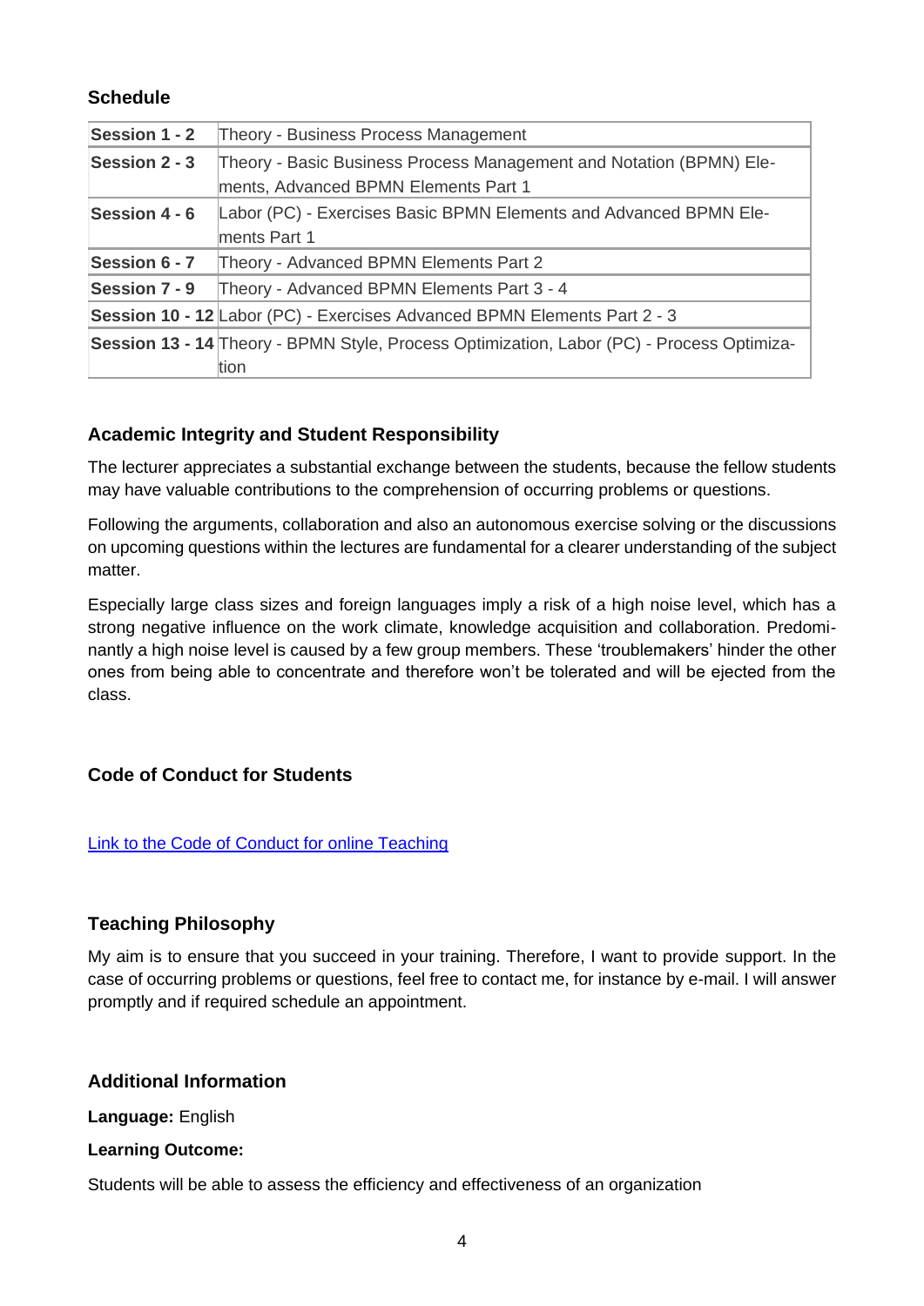## Schedule

| | |
|---|---|
| **Session 1 - 2** | Theory - Business Process Management |
| **Session 2 - 3** | Theory - Basic Business Process Management and Notation (BPMN) Elements, Advanced BPMN Elements Part 1 |
| **Session 4 - 6** | Labor (PC) - Exercises Basic BPMN Elements and Advanced BPMN Elements Part 1 |
| **Session 6 - 7** | Theory - Advanced BPMN Elements Part 2 |
| **Session 7 - 9** | Theory - Advanced BPMN Elements Part 3 - 4 |
| **Session 10 - 12** | Labor (PC) - Exercises Advanced BPMN Elements Part 2 - 3 |
| **Session 13 - 14** | Theory - BPMN Style, Process Optimization, Labor (PC) - Process Optimization |

## Academic Integrity and Student Responsibility

The lecturer appreciates a substantial exchange between the students, because the fellow students may have valuable contributions to the comprehension of occurring problems or questions.

Following the arguments, collaboration and also an autonomous exercise solving or the discussions on upcoming questions within the lectures are fundamental for a clearer understanding of the subject matter.

Especially large class sizes and foreign languages imply a risk of a high noise level, which has a strong negative influence on the work climate, knowledge acquisition and collaboration. Predominantly a high noise level is caused by a few group members. These 'troublemakers' hinder the other ones from being able to concentrate and therefore won't be tolerated and will be ejected from the class.

## Code of Conduct for Students

[Link to the Code of Conduct for online Teaching]

## Teaching Philosophy

My aim is to ensure that you succeed in your training. Therefore, I want to provide support. In the case of occurring problems or questions, feel free to contact me, for instance by e-mail. I will answer promptly and if required schedule an appointment.

## Additional Information

**Language:** English

**Learning Outcome:**

Students will be able to assess the efficiency and effectiveness of an organization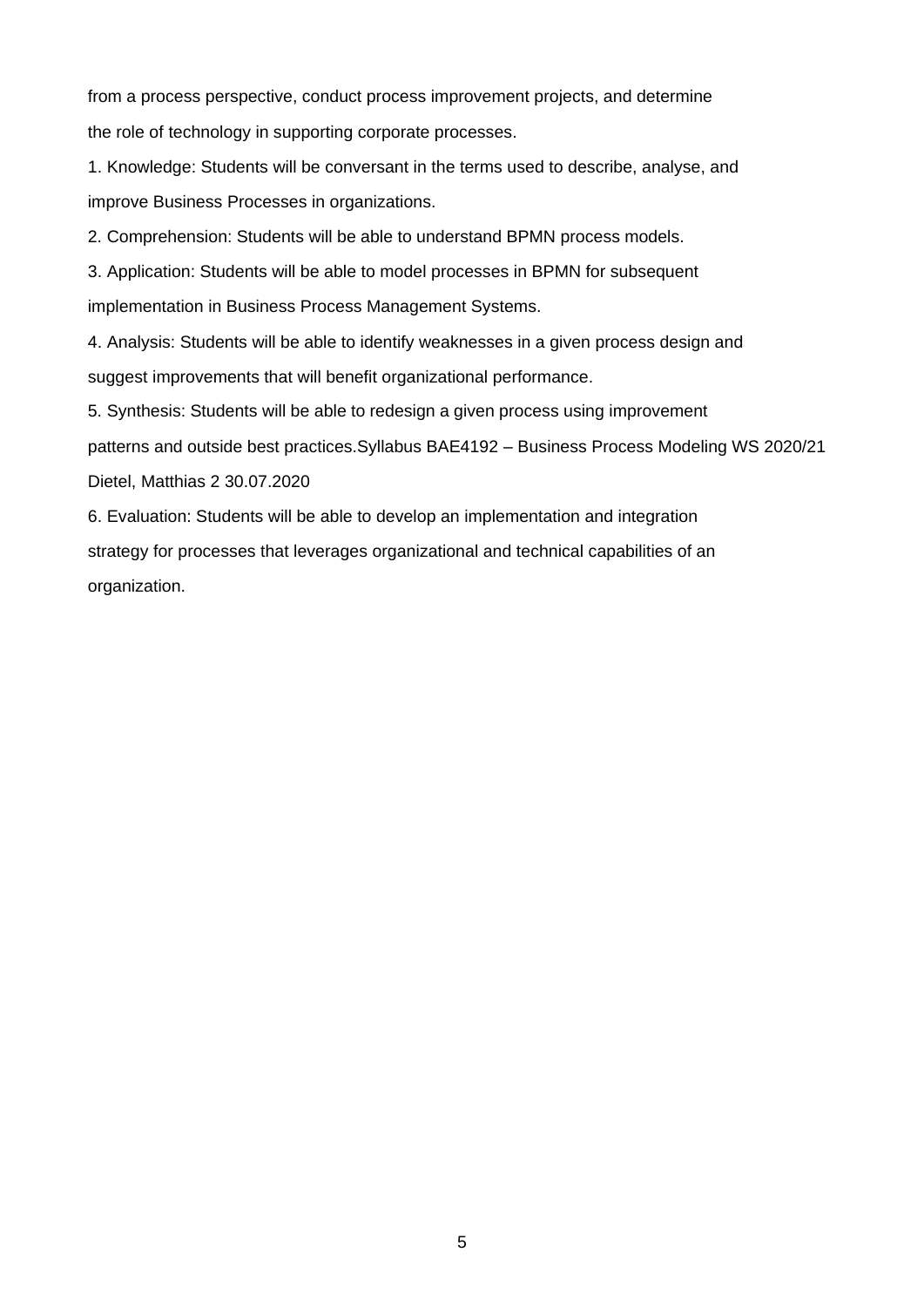from a process perspective, conduct process improvement projects, and determine the role of technology in supporting corporate processes.

1. Knowledge: Students will be conversant in the terms used to describe, analyse, and improve Business Processes in organizations.
2. Comprehension: Students will be able to understand BPMN process models.
3. Application: Students will be able to model processes in BPMN for subsequent implementation in Business Process Management Systems.
4. Analysis: Students will be able to identify weaknesses in a given process design and suggest improvements that will benefit organizational performance.
5. Synthesis: Students will be able to redesign a given process using improvement patterns and outside best practices.
6. Evaluation: Students will be able to develop an implementation and integration strategy for processes that leverages organizational and technical capabilities of an organization.